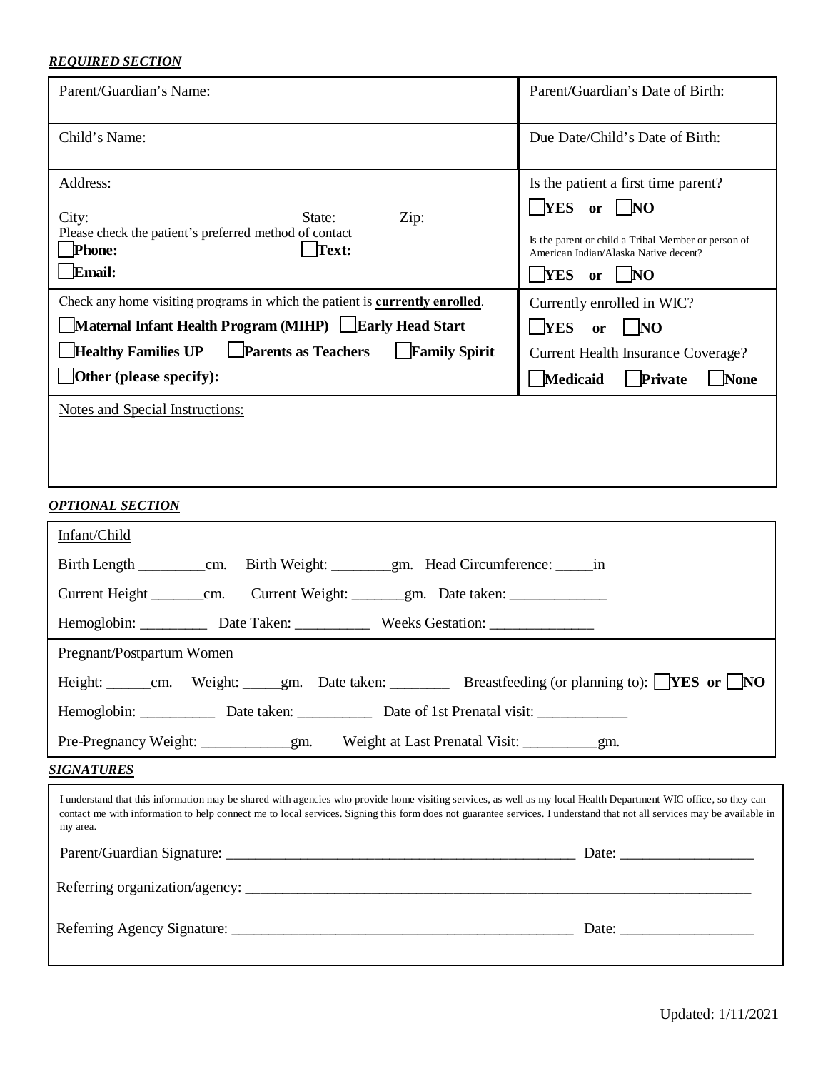***REQUIRED SECTION***

| | |
|---|---|
| Parent/Guardian's Name: | Parent/Guardian's Date of Birth: |
| Child's Name: | Due Date/Child's Date of Birth: |
| Address:<br><br>City: State: Zip:<br>Please check the patient's preferred method of contact<br>☐ **Phone:** ☐ **Text:**<br>☐ **Email:** | Is the patient a first time parent?<br>☐ **YES or** ☐ **NO**<br><br>Is the parent or child a Tribal Member or person of American Indian/Alaska Native decent?<br>☐ **YES or** ☐ **NO** |
| Check any home visiting programs in which the patient is **currently enrolled**.<br>☐ **Maternal Infant Health Program (MIHP)** ☐ **Early Head Start**<br>☐ **Healthy Families UP** ☐ **Parents as Teachers** ☐ **Family Spirit**<br>☐ **Other (please specify):** | Currently enrolled in WIC?<br>☐ **YES or** ☐ **NO**<br>Current Health Insurance Coverage?<br>☐ **Medicaid** ☐ **Private** ☐ **None** |

Notes and Special Instructions:

***OPTIONAL SECTION***

Infant/Child

Birth Length _________cm. Birth Weight: ________gm. Head Circumference: _____in

Current Height _______cm. Current Weight: _______gm. Date taken: _____________

Hemoglobin: _________ Date Taken: __________ Weeks Gestation: ______________

Pregnant/Postpartum Women

Height: ______cm. Weight: _____gm. Date taken: ________ Breastfeeding (or planning to): ☐ **YES or** ☐ **NO**

Hemoglobin: __________ Date taken: __________ Date of 1st Prenatal visit: ____________

Pre-Pregnancy Weight: ____________gm. Weight at Last Prenatal Visit: __________gm.

***SIGNATURES***

I understand that this information may be shared with agencies who provide home visiting services, as well as my local Health Department WIC office, so they can contact me with information to help connect me to local services. Signing this form does not guarantee services. I understand that not all services may be available in my area.

Parent/Guardian Signature: _________________________________________________ Date: __________________

Referring organization/agency: ________________________________________________________________________

Referring Agency Signature: _________________________________________________ Date: __________________

Updated: 1/11/2021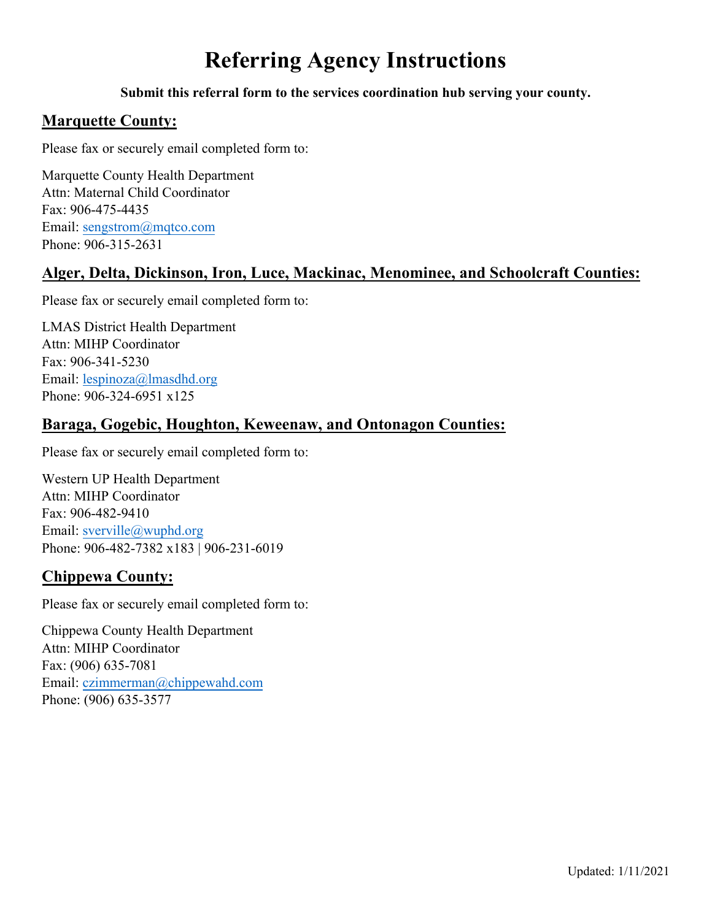# Referring Agency Instructions

**Submit this referral form to the services coordination hub serving your county.**

## Marquette County:

Please fax or securely email completed form to:

Marquette County Health Department
Attn: Maternal Child Coordinator
Fax: 906-475-4435
Email: sengstrom@mqtco.com
Phone: 906-315-2631

## Alger, Delta, Dickinson, Iron, Luce, Mackinac, Menominee, and Schoolcraft Counties:

Please fax or securely email completed form to:

LMAS District Health Department
Attn: MIHP Coordinator
Fax: 906-341-5230
Email: lespinoza@lmasdhd.org
Phone: 906-324-6951 x125

## Baraga, Gogebic, Houghton, Keweenaw, and Ontonagon Counties:

Please fax or securely email completed form to:

Western UP Health Department
Attn: MIHP Coordinator
Fax: 906-482-9410
Email: sverville@wuphd.org
Phone: 906-482-7382 x183 | 906-231-6019

## Chippewa County:

Please fax or securely email completed form to:

Chippewa County Health Department
Attn: MIHP Coordinator
Fax: (906) 635-7081
Email: czimmerman@chippewahd.com
Phone: (906) 635-3577

Updated: 1/11/2021